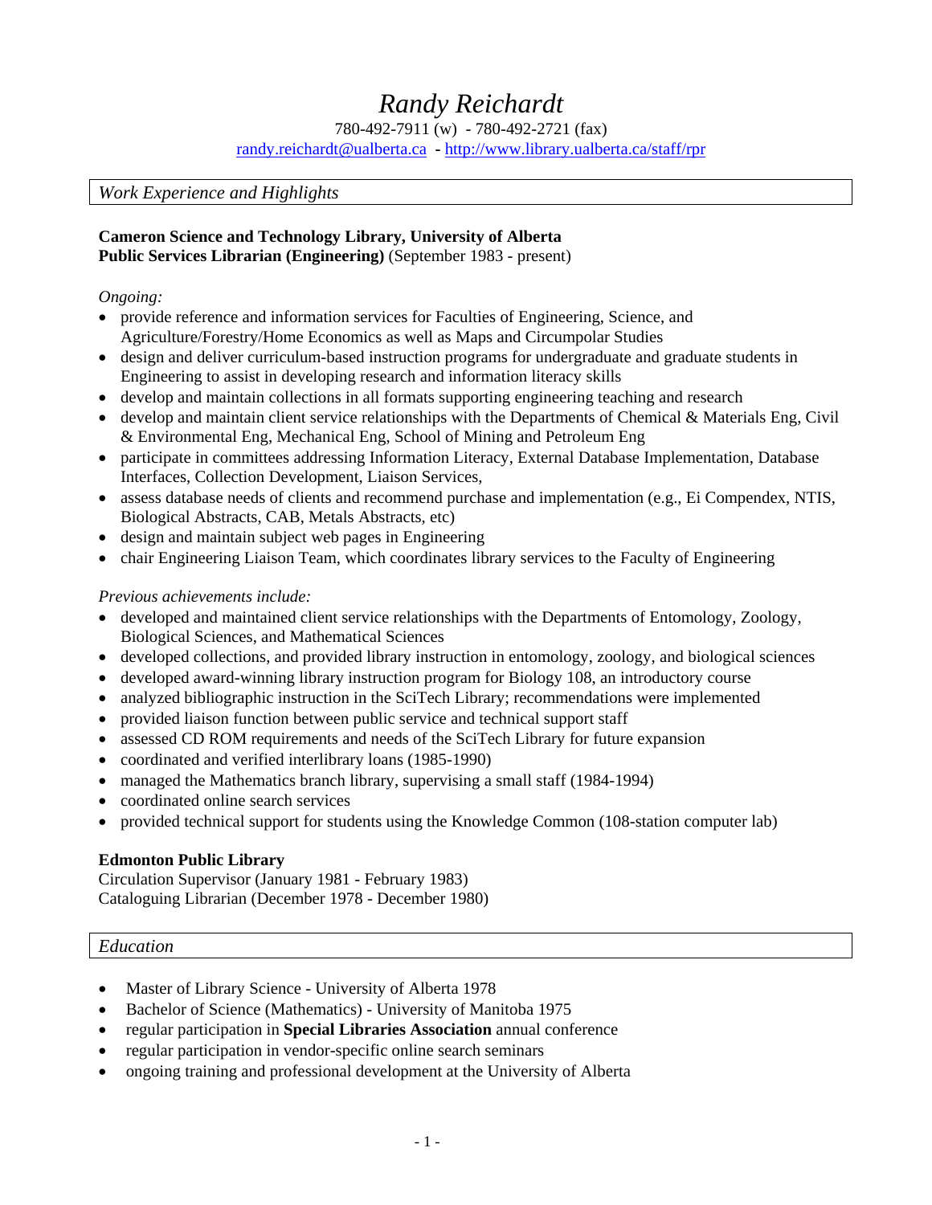# *Randy Reichardt*

780-492-7911 (w) - 780-492-2721 (fax)

randy.reichardt@ualberta.ca - http://www.library.ualberta.ca/staff/rpr

## *Work Experience and Highlights*

**Cameron Science and Technology Library, University of Alberta**
**Public Services Librarian (Engineering)** (September 1983 - present)

*Ongoing:*

- provide reference and information services for Faculties of Engineering, Science, and Agriculture/Forestry/Home Economics as well as Maps and Circumpolar Studies
- design and deliver curriculum-based instruction programs for undergraduate and graduate students in Engineering to assist in developing research and information literacy skills
- develop and maintain collections in all formats supporting engineering teaching and research
- develop and maintain client service relationships with the Departments of Chemical & Materials Eng, Civil & Environmental Eng, Mechanical Eng, School of Mining and Petroleum Eng
- participate in committees addressing Information Literacy, External Database Implementation, Database Interfaces, Collection Development, Liaison Services,
- assess database needs of clients and recommend purchase and implementation (e.g., Ei Compendex, NTIS, Biological Abstracts, CAB, Metals Abstracts, etc)
- design and maintain subject web pages in Engineering
- chair Engineering Liaison Team, which coordinates library services to the Faculty of Engineering

*Previous achievements include:*

- developed and maintained client service relationships with the Departments of Entomology, Zoology, Biological Sciences, and Mathematical Sciences
- developed collections, and provided library instruction in entomology, zoology, and biological sciences
- developed award-winning library instruction program for Biology 108, an introductory course
- analyzed bibliographic instruction in the SciTech Library; recommendations were implemented
- provided liaison function between public service and technical support staff
- assessed CD ROM requirements and needs of the SciTech Library for future expansion
- coordinated and verified interlibrary loans (1985-1990)
- managed the Mathematics branch library, supervising a small staff (1984-1994)
- coordinated online search services
- provided technical support for students using the Knowledge Common (108-station computer lab)

**Edmonton Public Library**
Circulation Supervisor (January 1981 - February 1983)
Cataloguing Librarian (December 1978 - December 1980)

## *Education*

- Master of Library Science - University of Alberta 1978
- Bachelor of Science (Mathematics) - University of Manitoba 1975
- regular participation in **Special Libraries Association** annual conference
- regular participation in vendor-specific online search seminars
- ongoing training and professional development at the University of Alberta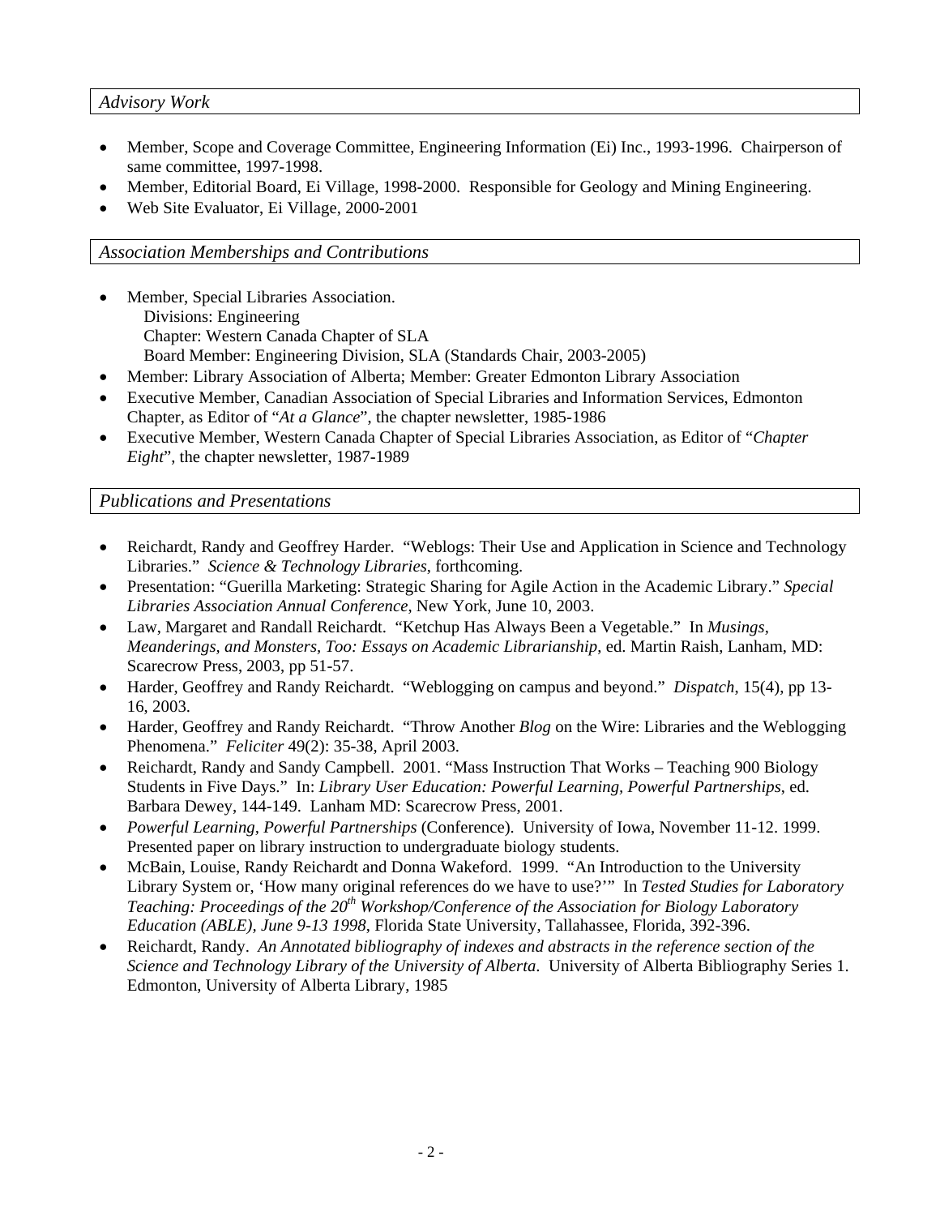*Advisory Work*

- Member, Scope and Coverage Committee, Engineering Information (Ei) Inc., 1993-1996. Chairperson of same committee, 1997-1998.
- Member, Editorial Board, Ei Village, 1998-2000. Responsible for Geology and Mining Engineering.
- Web Site Evaluator, Ei Village, 2000-2001

*Association Memberships and Contributions*

- Member, Special Libraries Association.
  Divisions: Engineering
  Chapter: Western Canada Chapter of SLA
  Board Member: Engineering Division, SLA (Standards Chair, 2003-2005)
- Member: Library Association of Alberta; Member: Greater Edmonton Library Association
- Executive Member, Canadian Association of Special Libraries and Information Services, Edmonton Chapter, as Editor of "*At a Glance*", the chapter newsletter, 1985-1986
- Executive Member, Western Canada Chapter of Special Libraries Association, as Editor of "*Chapter Eight*", the chapter newsletter, 1987-1989

*Publications and Presentations*

- Reichardt, Randy and Geoffrey Harder. "Weblogs: Their Use and Application in Science and Technology Libraries." *Science & Technology Libraries*, forthcoming.
- Presentation: "Guerilla Marketing: Strategic Sharing for Agile Action in the Academic Library." *Special Libraries Association Annual Conference*, New York, June 10, 2003.
- Law, Margaret and Randall Reichardt. "Ketchup Has Always Been a Vegetable." In *Musings, Meanderings, and Monsters, Too: Essays on Academic Librarianship*, ed. Martin Raish, Lanham, MD: Scarecrow Press, 2003, pp 51-57.
- Harder, Geoffrey and Randy Reichardt. "Weblogging on campus and beyond." *Dispatch*, 15(4), pp 13-16, 2003.
- Harder, Geoffrey and Randy Reichardt. "Throw Another *Blog* on the Wire: Libraries and the Weblogging Phenomena." *Feliciter* 49(2): 35-38, April 2003.
- Reichardt, Randy and Sandy Campbell. 2001. "Mass Instruction That Works – Teaching 900 Biology Students in Five Days." In: *Library User Education: Powerful Learning, Powerful Partnerships*, ed. Barbara Dewey, 144-149. Lanham MD: Scarecrow Press, 2001.
- *Powerful Learning, Powerful Partnerships* (Conference). University of Iowa, November 11-12. 1999. Presented paper on library instruction to undergraduate biology students.
- McBain, Louise, Randy Reichardt and Donna Wakeford. 1999. "An Introduction to the University Library System or, 'How many original references do we have to use?'" In *Tested Studies for Laboratory Teaching: Proceedings of the 20th Workshop/Conference of the Association for Biology Laboratory Education (ABLE), June 9-13 1998*, Florida State University, Tallahassee, Florida, 392-396.
- Reichardt, Randy. *An Annotated bibliography of indexes and abstracts in the reference section of the Science and Technology Library of the University of Alberta*. University of Alberta Bibliography Series 1. Edmonton, University of Alberta Library, 1985